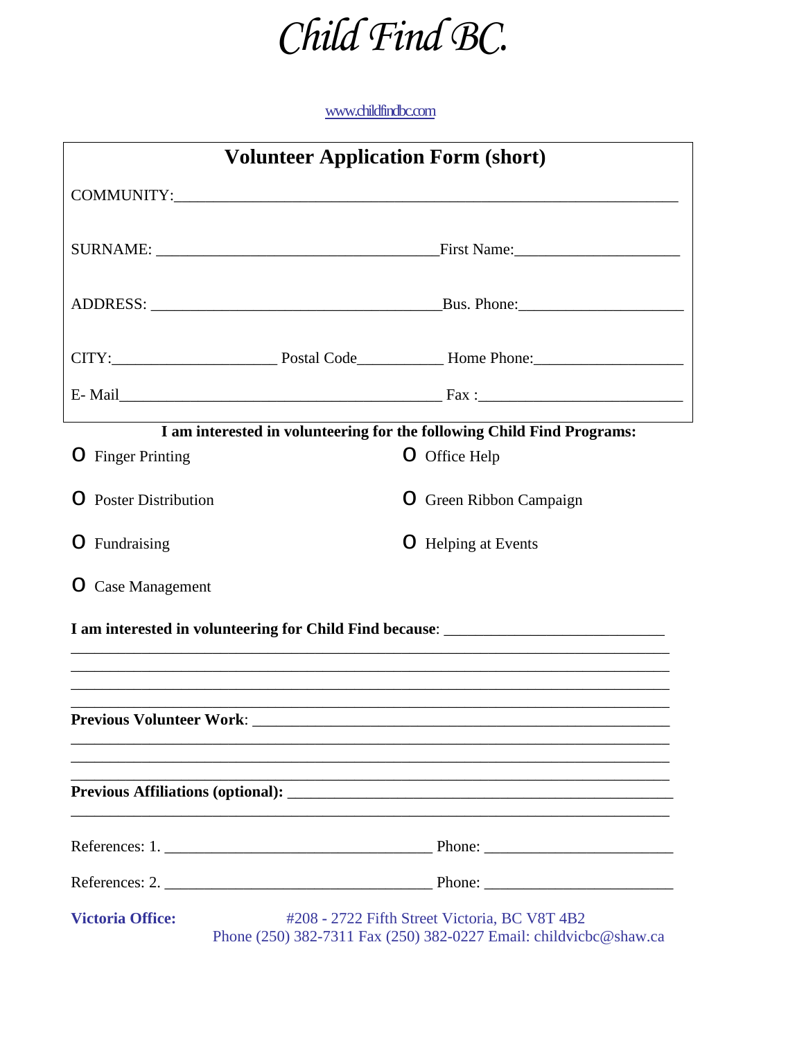# Child Find BC.

www.childfindbc.com

## Volunteer Application Form (short)

COMMUNITY:_______________________________________________________________

SURNAME: ___________________________________First Name:____________________

ADDRESS: ____________________________________Bus. Phone:____________________

CITY:____________________ Postal Code__________ Home Phone:__________________

E- Mail________________________________________ Fax :________________________

**I am interested in volunteering for the following Child Find Programs:**

- O Finger Printing
- O Office Help
- O Poster Distribution
- O Green Ribbon Campaign
- O Fundraising
- O Helping at Events
- O Case Management

**I am interested in volunteering for Child Find because**: ___________________________

_____________________________________________________________________________

_____________________________________________________________________________

_____________________________________________________________________________

_____________________________________________________________________________

**Previous Volunteer Work**: ____________________________________________________

_____________________________________________________________________________

_____________________________________________________________________________

_____________________________________________________________________________

**Previous Affiliations (optional):** ______________________________________________

_____________________________________________________________________________

References: 1. ________________________________ Phone: ______________________

References: 2. ________________________________ Phone: ______________________

**Victoria Office:** #208 - 2722 Fifth Street Victoria, BC V8T 4B2
Phone (250) 382-7311 Fax (250) 382-0227 Email: childvicbc@shaw.ca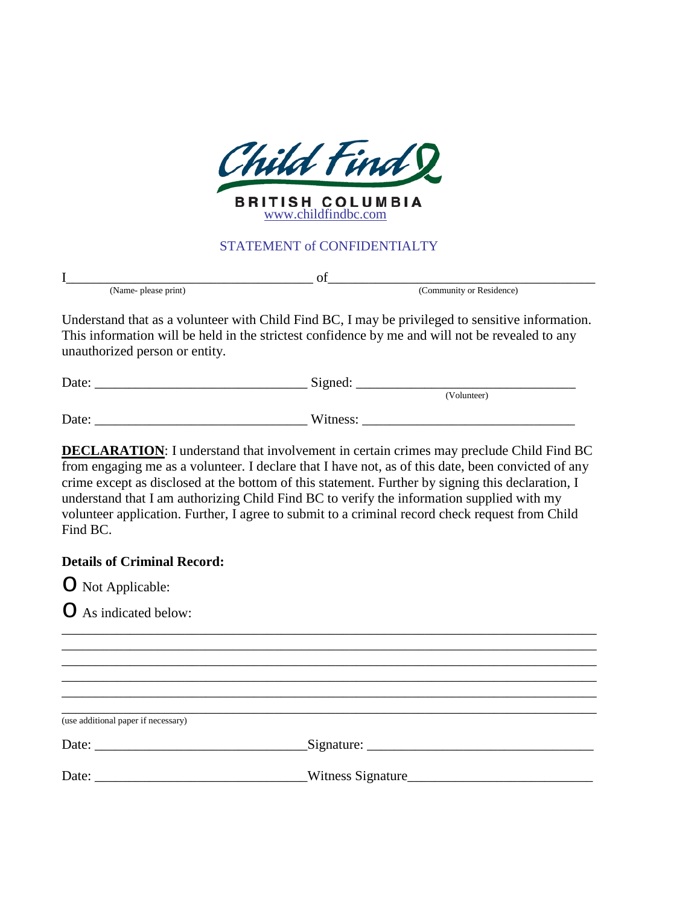# Child Find

BRITISH COLUMBIA
www.childfindbc.com

STATEMENT of CONFIDENTIALTY

I_____________________________________ of_________________________________________
(Name- please print) (Community or Residence)

Understand that as a volunteer with Child Find BC, I may be privileged to sensitive information. This information will be held in the strictest confidence by me and will not be revealed to any unauthorized person or entity.

Date: ______________________________ Signed: ______________________________
(Volunteer)

Date: ______________________________ Witness: ______________________________

**DECLARATION**: I understand that involvement in certain crimes may preclude Child Find BC from engaging me as a volunteer. I declare that I have not, as of this date, been convicted of any crime except as disclosed at the bottom of this statement. Further by signing this declaration, I understand that I am authorizing Child Find BC to verify the information supplied with my volunteer application. Further, I agree to submit to a criminal record check request from Child Find BC.

**Details of Criminal Record:**

O Not Applicable:

O As indicated below:

___________________________________________________________________________
___________________________________________________________________________
___________________________________________________________________________
___________________________________________________________________________
___________________________________________________________________________
___________________________________________________________________________

(use additional paper if necessary)

Date: ______________________________ Signature: ________________________________

Date: ______________________________ Witness Signature__________________________